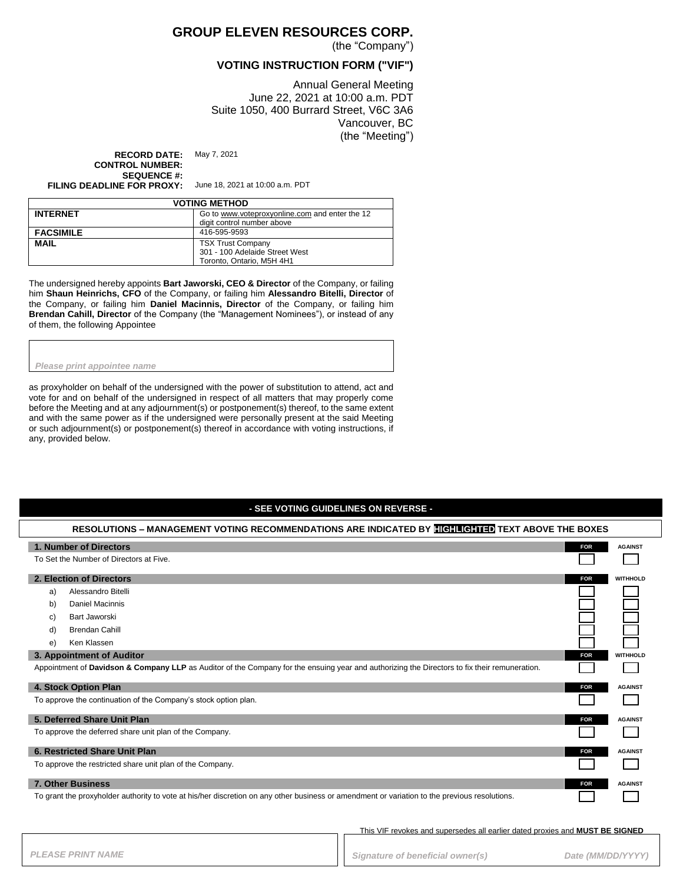# GROUP ELEVEN RESOURCES CORP.

(the "Company")

## VOTING INSTRUCTION FORM ("VIF")

Annual General Meeting
June 22, 2021 at 10:00 a.m. PDT
Suite 1050, 400 Burrard Street, V6C 3A6
Vancouver, BC
(the "Meeting")

**RECORD DATE:** May 7, 2021
**CONTROL NUMBER:**
**SEQUENCE #:**
**FILING DEADLINE FOR PROXY:** June 18, 2021 at 10:00 a.m. PDT

| VOTING METHOD | |
|---|---|
| **INTERNET** | Go to www.voteproxyonline.com and enter the 12 digit control number above |
| **FACSIMILE** | 416-595-9593 |
| **MAIL** | TSX Trust Company<br>301 - 100 Adelaide Street West<br>Toronto, Ontario, M5H 4H1 |

The undersigned hereby appoints **Bart Jaworski, CEO & Director** of the Company, or failing him **Shaun Heinrichs, CFO** of the Company, or failing him **Alessandro Bitelli, Director** of the Company, or failing him **Daniel Macinnis, Director** of the Company, or failing him **Brendan Cahill, Director** of the Company (the "Management Nominees"), or instead of any of them, the following Appointee

*Please print appointee name*

as proxyholder on behalf of the undersigned with the power of substitution to attend, act and vote for and on behalf of the undersigned in respect of all matters that may properly come before the Meeting and at any adjournment(s) or postponement(s) thereof, to the same extent and with the same power as if the undersigned were personally present at the said Meeting or such adjournment(s) or postponement(s) thereof in accordance with voting instructions, if any, provided below.

**- SEE VOTING GUIDELINES ON REVERSE -**

**RESOLUTIONS – MANAGEMENT VOTING RECOMMENDATIONS ARE INDICATED BY HIGHLIGHTED TEXT ABOVE THE BOXES**

| Resolution | | |
|---|---|---|
| **1. Number of Directors** | **FOR** | **AGAINST** |
| To Set the Number of Directors at Five. | ☐ | ☐ |
| **2. Election of Directors** | **FOR** | **WITHHOLD** |
| a) Alessandro Bitelli | ☐ | ☐ |
| b) Daniel Macinnis | ☐ | ☐ |
| c) Bart Jaworski | ☐ | ☐ |
| d) Brendan Cahill | ☐ | ☐ |
| e) Ken Klassen | ☐ | ☐ |
| **3. Appointment of Auditor** | **FOR** | **WITHHOLD** |
| Appointment of **Davidson & Company LLP** as Auditor of the Company for the ensuing year and authorizing the Directors to fix their remuneration. | ☐ | ☐ |
| **4. Stock Option Plan** | **FOR** | **AGAINST** |
| To approve the continuation of the Company's stock option plan. | ☐ | ☐ |
| **5. Deferred Share Unit Plan** | **FOR** | **AGAINST** |
| To approve the deferred share unit plan of the Company. | ☐ | ☐ |
| **6. Restricted Share Unit Plan** | **FOR** | **AGAINST** |
| To approve the restricted share unit plan of the Company. | ☐ | ☐ |
| **7. Other Business** | **FOR** | **AGAINST** |
| To grant the proxyholder authority to vote at his/her discretion on any other business or amendment or variation to the previous resolutions. | ☐ | ☐ |

This VIF revokes and supersedes all earlier dated proxies and **MUST BE SIGNED**

*PLEASE PRINT NAME*

*Signature of beneficial owner(s)* *Date (MM/DD/YYYY)*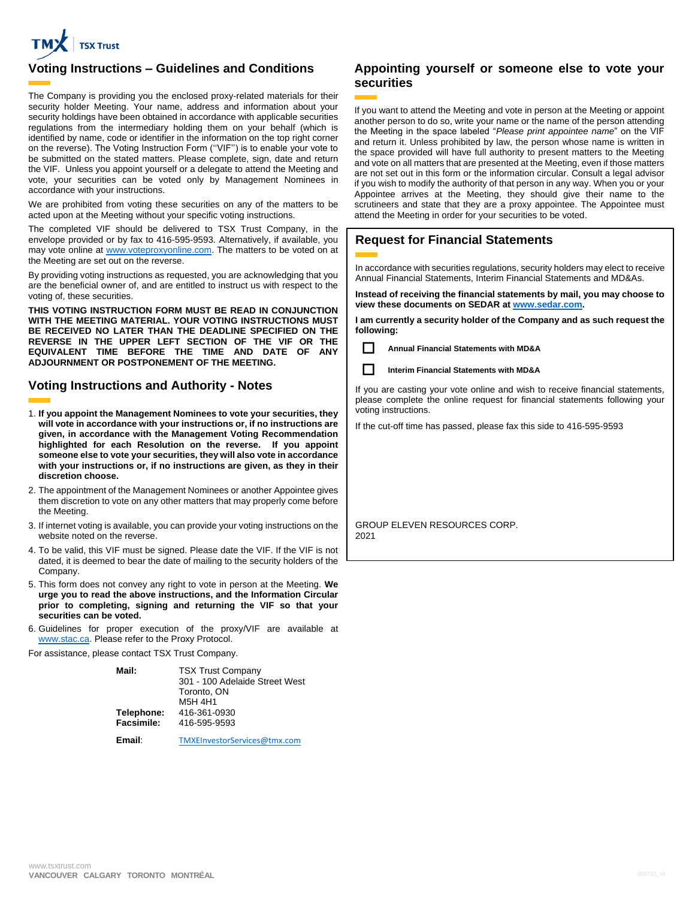TMX | TSX Trust

## Voting Instructions – Guidelines and Conditions

The Company is providing you the enclosed proxy-related materials for their security holder Meeting. Your name, address and information about your security holdings have been obtained in accordance with applicable securities regulations from the intermediary holding them on your behalf (which is identified by name, code or identifier in the information on the top right corner on the reverse). The Voting Instruction Form (''VIF'') is to enable your vote to be submitted on the stated matters. Please complete, sign, date and return the VIF. Unless you appoint yourself or a delegate to attend the Meeting and vote, your securities can be voted only by Management Nominees in accordance with your instructions.

We are prohibited from voting these securities on any of the matters to be acted upon at the Meeting without your specific voting instructions.

The completed VIF should be delivered to TSX Trust Company, in the envelope provided or by fax to 416-595-9593. Alternatively, if available, you may vote online at www.voteproxyonline.com. The matters to be voted on at the Meeting are set out on the reverse.

By providing voting instructions as requested, you are acknowledging that you are the beneficial owner of, and are entitled to instruct us with respect to the voting of, these securities.

**THIS VOTING INSTRUCTION FORM MUST BE READ IN CONJUNCTION WITH THE MEETING MATERIAL. YOUR VOTING INSTRUCTIONS MUST BE RECEIVED NO LATER THAN THE DEADLINE SPECIFIED ON THE REVERSE IN THE UPPER LEFT SECTION OF THE VIF OR THE EQUIVALENT TIME BEFORE THE TIME AND DATE OF ANY ADJOURNMENT OR POSTPONEMENT OF THE MEETING.**

## Voting Instructions and Authority - Notes

1. **If you appoint the Management Nominees to vote your securities, they will vote in accordance with your instructions or, if no instructions are given, in accordance with the Management Voting Recommendation highlighted for each Resolution on the reverse. If you appoint someone else to vote your securities, they will also vote in accordance with your instructions or, if no instructions are given, as they in their discretion choose.**
2. The appointment of the Management Nominees or another Appointee gives them discretion to vote on any other matters that may properly come before the Meeting.
3. If internet voting is available, you can provide your voting instructions on the website noted on the reverse.
4. To be valid, this VIF must be signed. Please date the VIF. If the VIF is not dated, it is deemed to bear the date of mailing to the security holders of the Company.
5. This form does not convey any right to vote in person at the Meeting. **We urge you to read the above instructions, and the Information Circular prior to completing, signing and returning the VIF so that your securities can be voted.**
6. Guidelines for proper execution of the proxy/VIF are available at www.stac.ca. Please refer to the Proxy Protocol.

For assistance, please contact TSX Trust Company.

**Mail:** TSX Trust Company
301 - 100 Adelaide Street West
Toronto, ON
M5H 4H1

**Telephone:** 416-361-0930
**Facsimile:** 416-595-9593

**Email**: TMXEInvestorServices@tmx.com

## Appointing yourself or someone else to vote your securities

If you want to attend the Meeting and vote in person at the Meeting or appoint another person to do so, write your name or the name of the person attending the Meeting in the space labeled "*Please print appointee name*" on the VIF and return it. Unless prohibited by law, the person whose name is written in the space provided will have full authority to present matters to the Meeting and vote on all matters that are presented at the Meeting, even if those matters are not set out in this form or the information circular. Consult a legal advisor if you wish to modify the authority of that person in any way. When you or your Appointee arrives at the Meeting, they should give their name to the scrutineers and state that they are a proxy appointee. The Appointee must attend the Meeting in order for your securities to be voted.

## Request for Financial Statements

In accordance with securities regulations, security holders may elect to receive Annual Financial Statements, Interim Financial Statements and MD&As.

**Instead of receiving the financial statements by mail, you may choose to view these documents on SEDAR at www.sedar.com.**

**I am currently a security holder of the Company and as such request the following:**

☐ **Annual Financial Statements with MD&A**

☐ **Interim Financial Statements with MD&A**

If you are casting your vote online and wish to receive financial statements, please complete the online request for financial statements following your voting instructions.

If the cut-off time has passed, please fax this side to 416-595-9593

GROUP ELEVEN RESOURCES CORP.
2021

www.tsxtrust.com
VANCOUVER CALGARY TORONTO MONTRÉAL